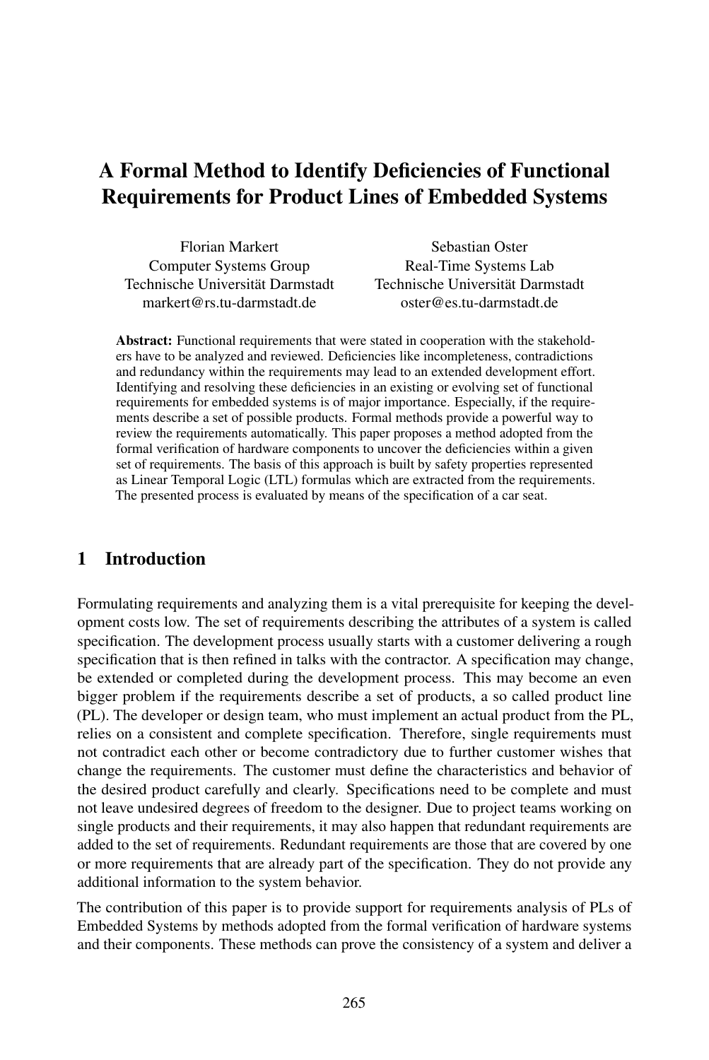# A Formal Method to Identify Deficiencies of Functional Requirements for Product Lines of Embedded Systems

Florian Markert
Computer Systems Group
Technische Universität Darmstadt
markert@rs.tu-darmstadt.de

Sebastian Oster
Real-Time Systems Lab
Technische Universität Darmstadt
oster@es.tu-darmstadt.de

**Abstract:** Functional requirements that were stated in cooperation with the stakeholders have to be analyzed and reviewed. Deficiencies like incompleteness, contradictions and redundancy within the requirements may lead to an extended development effort. Identifying and resolving these deficiencies in an existing or evolving set of functional requirements for embedded systems is of major importance. Especially, if the requirements describe a set of possible products. Formal methods provide a powerful way to review the requirements automatically. This paper proposes a method adopted from the formal verification of hardware components to uncover the deficiencies within a given set of requirements. The basis of this approach is built by safety properties represented as Linear Temporal Logic (LTL) formulas which are extracted from the requirements. The presented process is evaluated by means of the specification of a car seat.

## 1 Introduction

Formulating requirements and analyzing them is a vital prerequisite for keeping the development costs low. The set of requirements describing the attributes of a system is called specification. The development process usually starts with a customer delivering a rough specification that is then refined in talks with the contractor. A specification may change, be extended or completed during the development process. This may become an even bigger problem if the requirements describe a set of products, a so called product line (PL). The developer or design team, who must implement an actual product from the PL, relies on a consistent and complete specification. Therefore, single requirements must not contradict each other or become contradictory due to further customer wishes that change the requirements. The customer must define the characteristics and behavior of the desired product carefully and clearly. Specifications need to be complete and must not leave undesired degrees of freedom to the designer. Due to project teams working on single products and their requirements, it may also happen that redundant requirements are added to the set of requirements. Redundant requirements are those that are covered by one or more requirements that are already part of the specification. They do not provide any additional information to the system behavior.

The contribution of this paper is to provide support for requirements analysis of PLs of Embedded Systems by methods adopted from the formal verification of hardware systems and their components. These methods can prove the consistency of a system and deliver a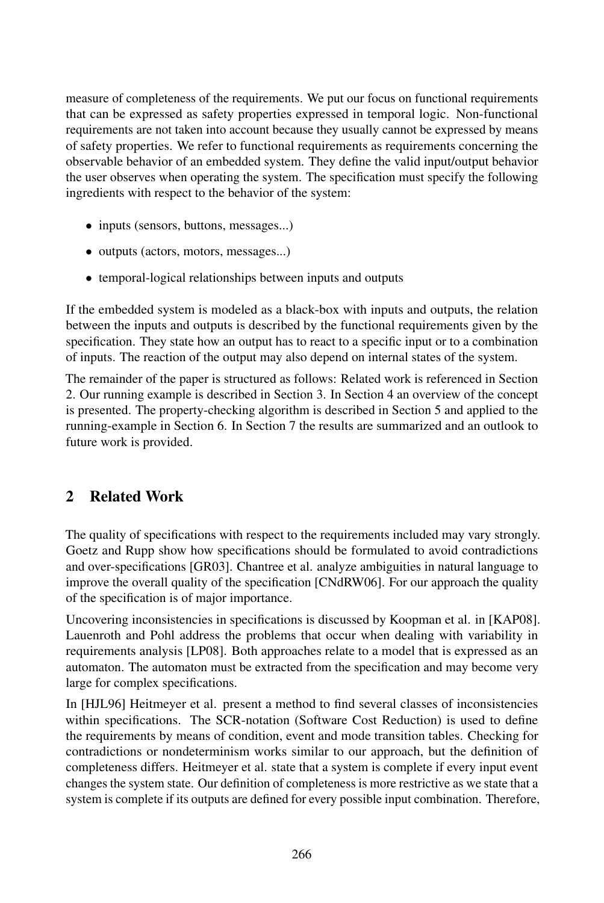measure of completeness of the requirements. We put our focus on functional requirements that can be expressed as safety properties expressed in temporal logic. Non-functional requirements are not taken into account because they usually cannot be expressed by means of safety properties. We refer to functional requirements as requirements concerning the observable behavior of an embedded system. They define the valid input/output behavior the user observes when operating the system. The specification must specify the following ingredients with respect to the behavior of the system:

- inputs (sensors, buttons, messages...)
- outputs (actors, motors, messages...)
- temporal-logical relationships between inputs and outputs

If the embedded system is modeled as a black-box with inputs and outputs, the relation between the inputs and outputs is described by the functional requirements given by the specification. They state how an output has to react to a specific input or to a combination of inputs. The reaction of the output may also depend on internal states of the system.

The remainder of the paper is structured as follows: Related work is referenced in Section 2. Our running example is described in Section 3. In Section 4 an overview of the concept is presented. The property-checking algorithm is described in Section 5 and applied to the running-example in Section 6. In Section 7 the results are summarized and an outlook to future work is provided.

## 2 Related Work

The quality of specifications with respect to the requirements included may vary strongly. Goetz and Rupp show how specifications should be formulated to avoid contradictions and over-specifications [GR03]. Chantree et al. analyze ambiguities in natural language to improve the overall quality of the specification [CNdRW06]. For our approach the quality of the specification is of major importance.

Uncovering inconsistencies in specifications is discussed by Koopman et al. in [KAP08]. Lauenroth and Pohl address the problems that occur when dealing with variability in requirements analysis [LP08]. Both approaches relate to a model that is expressed as an automaton. The automaton must be extracted from the specification and may become very large for complex specifications.

In [HJL96] Heitmeyer et al. present a method to find several classes of inconsistencies within specifications. The SCR-notation (Software Cost Reduction) is used to define the requirements by means of condition, event and mode transition tables. Checking for contradictions or nondeterminism works similar to our approach, but the definition of completeness differs. Heitmeyer et al. state that a system is complete if every input event changes the system state. Our definition of completeness is more restrictive as we state that a system is complete if its outputs are defined for every possible input combination. Therefore,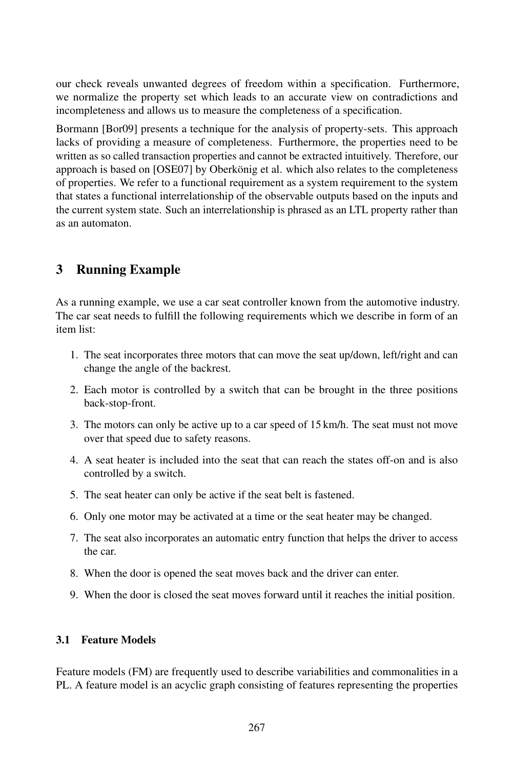our check reveals unwanted degrees of freedom within a specification. Furthermore, we normalize the property set which leads to an accurate view on contradictions and incompleteness and allows us to measure the completeness of a specification.

Bormann [Bor09] presents a technique for the analysis of property-sets. This approach lacks of providing a measure of completeness. Furthermore, the properties need to be written as so called transaction properties and cannot be extracted intuitively. Therefore, our approach is based on [OSE07] by Oberkönig et al. which also relates to the completeness of properties. We refer to a functional requirement as a system requirement to the system that states a functional interrelationship of the observable outputs based on the inputs and the current system state. Such an interrelationship is phrased as an LTL property rather than as an automaton.

## 3 Running Example

As a running example, we use a car seat controller known from the automotive industry. The car seat needs to fulfill the following requirements which we describe in form of an item list:

1. The seat incorporates three motors that can move the seat up/down, left/right and can change the angle of the backrest.
2. Each motor is controlled by a switch that can be brought in the three positions back-stop-front.
3. The motors can only be active up to a car speed of 15 km/h. The seat must not move over that speed due to safety reasons.
4. A seat heater is included into the seat that can reach the states off-on and is also controlled by a switch.
5. The seat heater can only be active if the seat belt is fastened.
6. Only one motor may be activated at a time or the seat heater may be changed.
7. The seat also incorporates an automatic entry function that helps the driver to access the car.
8. When the door is opened the seat moves back and the driver can enter.
9. When the door is closed the seat moves forward until it reaches the initial position.

### 3.1 Feature Models

Feature models (FM) are frequently used to describe variabilities and commonalities in a PL. A feature model is an acyclic graph consisting of features representing the properties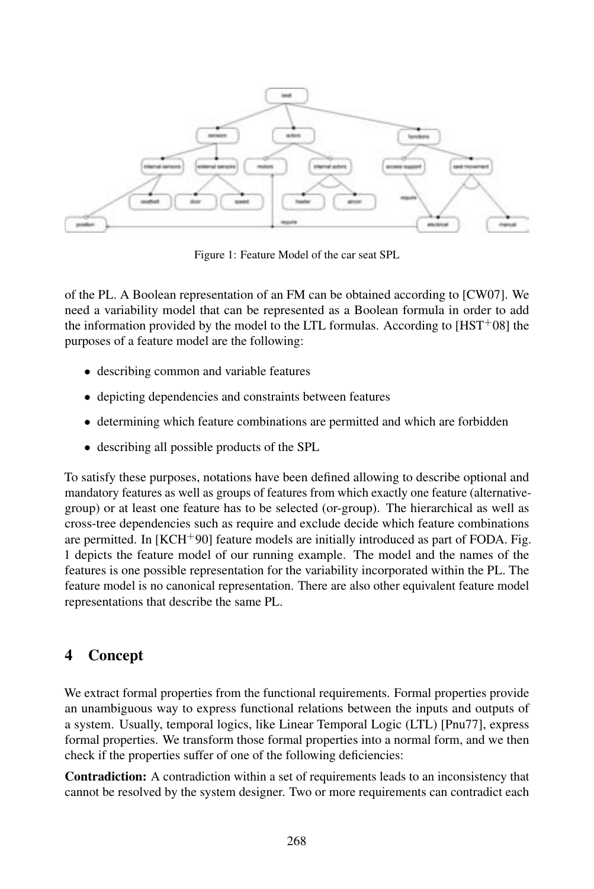Figure 1: Feature Model of the car seat SPL

of the PL. A Boolean representation of an FM can be obtained according to [CW07]. We need a variability model that can be represented as a Boolean formula in order to add the information provided by the model to the LTL formulas. According to [HST+08] the purposes of a feature model are the following:

- describing common and variable features
- depicting dependencies and constraints between features
- determining which feature combinations are permitted and which are forbidden
- describing all possible products of the SPL

To satisfy these purposes, notations have been defined allowing to describe optional and mandatory features as well as groups of features from which exactly one feature (alternative-group) or at least one feature has to be selected (or-group). The hierarchical as well as cross-tree dependencies such as require and exclude decide which feature combinations are permitted. In [KCH+90] feature models are initially introduced as part of FODA. Fig. 1 depicts the feature model of our running example. The model and the names of the features is one possible representation for the variability incorporated within the PL. The feature model is no canonical representation. There are also other equivalent feature model representations that describe the same PL.

## 4 Concept

We extract formal properties from the functional requirements. Formal properties provide an unambiguous way to express functional relations between the inputs and outputs of a system. Usually, temporal logics, like Linear Temporal Logic (LTL) [Pnu77], express formal properties. We transform those formal properties into a normal form, and we then check if the properties suffer of one of the following deficiencies:

**Contradiction:** A contradiction within a set of requirements leads to an inconsistency that cannot be resolved by the system designer. Two or more requirements can contradict each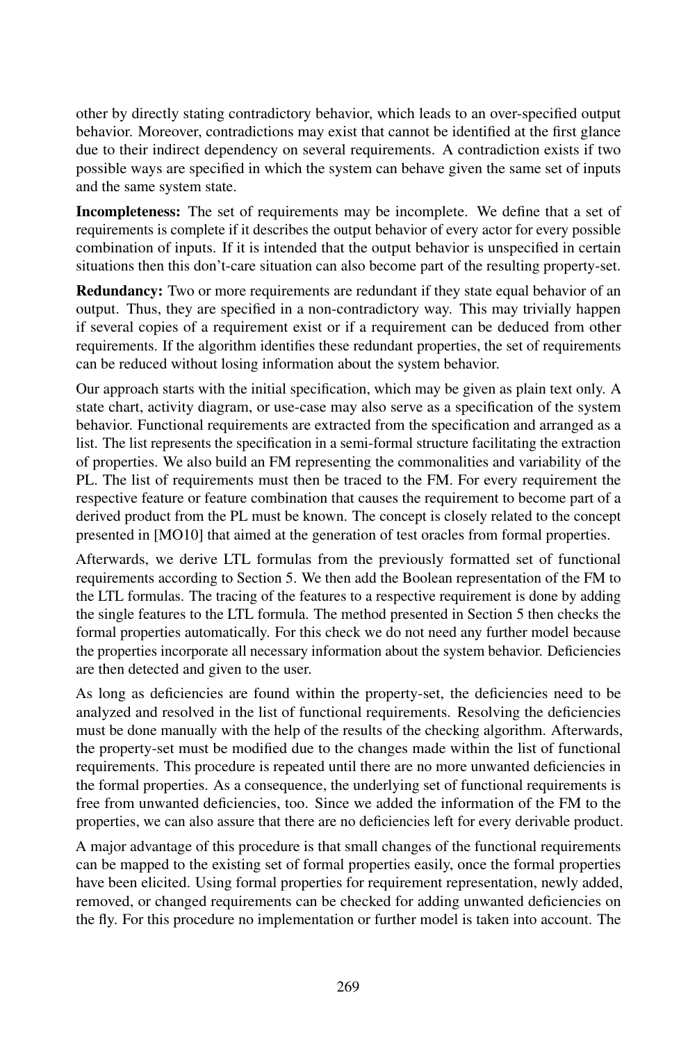other by directly stating contradictory behavior, which leads to an over-specified output behavior. Moreover, contradictions may exist that cannot be identified at the first glance due to their indirect dependency on several requirements. A contradiction exists if two possible ways are specified in which the system can behave given the same set of inputs and the same system state.

**Incompleteness:** The set of requirements may be incomplete. We define that a set of requirements is complete if it describes the output behavior of every actor for every possible combination of inputs. If it is intended that the output behavior is unspecified in certain situations then this don't-care situation can also become part of the resulting property-set.

**Redundancy:** Two or more requirements are redundant if they state equal behavior of an output. Thus, they are specified in a non-contradictory way. This may trivially happen if several copies of a requirement exist or if a requirement can be deduced from other requirements. If the algorithm identifies these redundant properties, the set of requirements can be reduced without losing information about the system behavior.

Our approach starts with the initial specification, which may be given as plain text only. A state chart, activity diagram, or use-case may also serve as a specification of the system behavior. Functional requirements are extracted from the specification and arranged as a list. The list represents the specification in a semi-formal structure facilitating the extraction of properties. We also build an FM representing the commonalities and variability of the PL. The list of requirements must then be traced to the FM. For every requirement the respective feature or feature combination that causes the requirement to become part of a derived product from the PL must be known. The concept is closely related to the concept presented in [MO10] that aimed at the generation of test oracles from formal properties.

Afterwards, we derive LTL formulas from the previously formatted set of functional requirements according to Section 5. We then add the Boolean representation of the FM to the LTL formulas. The tracing of the features to a respective requirement is done by adding the single features to the LTL formula. The method presented in Section 5 then checks the formal properties automatically. For this check we do not need any further model because the properties incorporate all necessary information about the system behavior. Deficiencies are then detected and given to the user.

As long as deficiencies are found within the property-set, the deficiencies need to be analyzed and resolved in the list of functional requirements. Resolving the deficiencies must be done manually with the help of the results of the checking algorithm. Afterwards, the property-set must be modified due to the changes made within the list of functional requirements. This procedure is repeated until there are no more unwanted deficiencies in the formal properties. As a consequence, the underlying set of functional requirements is free from unwanted deficiencies, too. Since we added the information of the FM to the properties, we can also assure that there are no deficiencies left for every derivable product.

A major advantage of this procedure is that small changes of the functional requirements can be mapped to the existing set of formal properties easily, once the formal properties have been elicited. Using formal properties for requirement representation, newly added, removed, or changed requirements can be checked for adding unwanted deficiencies on the fly. For this procedure no implementation or further model is taken into account. The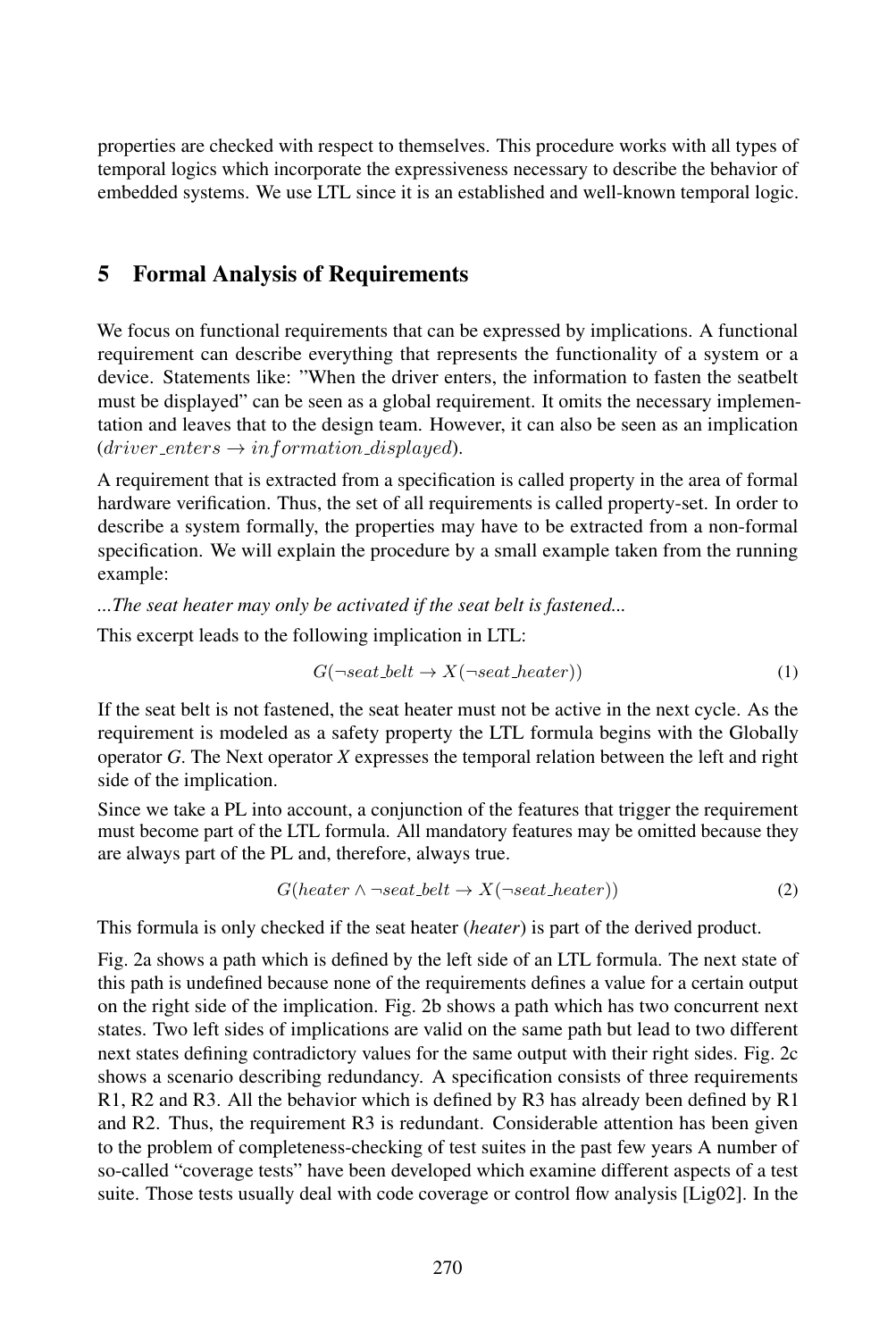properties are checked with respect to themselves. This procedure works with all types of temporal logics which incorporate the expressiveness necessary to describe the behavior of embedded systems. We use LTL since it is an established and well-known temporal logic.

## 5 Formal Analysis of Requirements

We focus on functional requirements that can be expressed by implications. A functional requirement can describe everything that represents the functionality of a system or a device. Statements like: "When the driver enters, the information to fasten the seatbelt must be displayed" can be seen as a global requirement. It omits the necessary implementation and leaves that to the design team. However, it can also be seen as an implication ($driver\_enters \rightarrow information\_displayed$).

A requirement that is extracted from a specification is called property in the area of formal hardware verification. Thus, the set of all requirements is called property-set. In order to describe a system formally, the properties may have to be extracted from a non-formal specification. We will explain the procedure by a small example taken from the running example:

*...The seat heater may only be activated if the seat belt is fastened...*

This excerpt leads to the following implication in LTL:

$$G(\neg seat\_belt \rightarrow X(\neg seat\_heater)) \tag{1}$$

If the seat belt is not fastened, the seat heater must not be active in the next cycle. As the requirement is modeled as a safety property the LTL formula begins with the Globally operator *G*. The Next operator *X* expresses the temporal relation between the left and right side of the implication.

Since we take a PL into account, a conjunction of the features that trigger the requirement must become part of the LTL formula. All mandatory features may be omitted because they are always part of the PL and, therefore, always true.

$$G(heater \wedge \neg seat\_belt \rightarrow X(\neg seat\_heater)) \tag{2}$$

This formula is only checked if the seat heater (*heater*) is part of the derived product.

Fig. 2a shows a path which is defined by the left side of an LTL formula. The next state of this path is undefined because none of the requirements defines a value for a certain output on the right side of the implication. Fig. 2b shows a path which has two concurrent next states. Two left sides of implications are valid on the same path but lead to two different next states defining contradictory values for the same output with their right sides. Fig. 2c shows a scenario describing redundancy. A specification consists of three requirements R1, R2 and R3. All the behavior which is defined by R3 has already been defined by R1 and R2. Thus, the requirement R3 is redundant. Considerable attention has been given to the problem of completeness-checking of test suites in the past few years A number of so-called "coverage tests" have been developed which examine different aspects of a test suite. Those tests usually deal with code coverage or control flow analysis [Lig02]. In the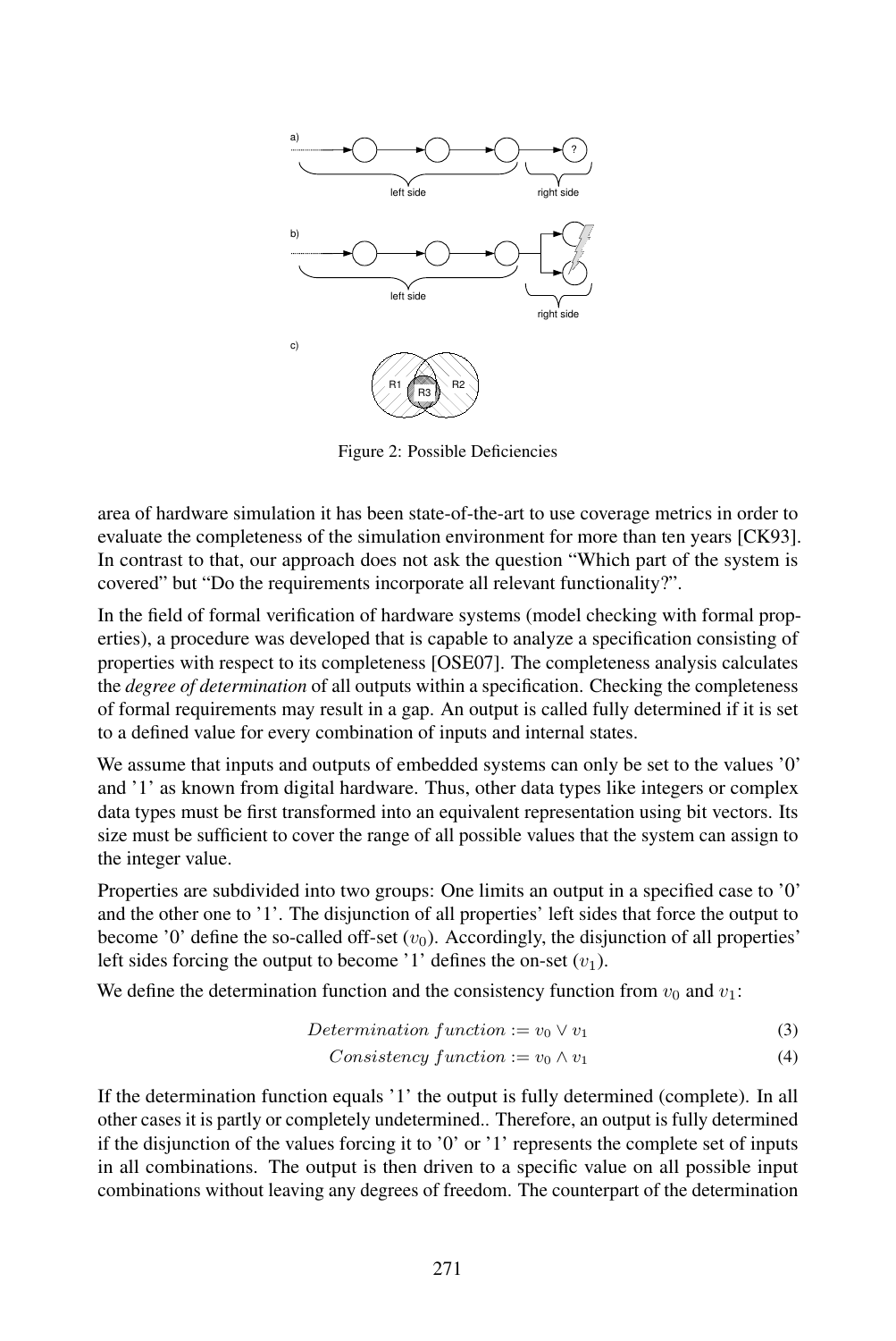a)

left side right side

b)

left side

right side

c)

R1 R3 R2

Figure 2: Possible Deficiencies

area of hardware simulation it has been state-of-the-art to use coverage metrics in order to evaluate the completeness of the simulation environment for more than ten years [CK93]. In contrast to that, our approach does not ask the question "Which part of the system is covered" but "Do the requirements incorporate all relevant functionality?".

In the field of formal verification of hardware systems (model checking with formal properties), a procedure was developed that is capable to analyze a specification consisting of properties with respect to its completeness [OSE07]. The completeness analysis calculates the *degree of determination* of all outputs within a specification. Checking the completeness of formal requirements may result in a gap. An output is called fully determined if it is set to a defined value for every combination of inputs and internal states.

We assume that inputs and outputs of embedded systems can only be set to the values '0' and '1' as known from digital hardware. Thus, other data types like integers or complex data types must be first transformed into an equivalent representation using bit vectors. Its size must be sufficient to cover the range of all possible values that the system can assign to the integer value.

Properties are subdivided into two groups: One limits an output in a specified case to '0' and the other one to '1'. The disjunction of all properties' left sides that force the output to become '0' define the so-called off-set ($v_0$). Accordingly, the disjunction of all properties' left sides forcing the output to become '1' defines the on-set ($v_1$).

We define the determination function and the consistency function from $v_0$ and $v_1$:

$$Determination\ function := v_0 \vee v_1 \tag{3}$$

$$Consistency\ function := v_0 \wedge v_1 \tag{4}$$

If the determination function equals '1' the output is fully determined (complete). In all other cases it is partly or completely undetermined.. Therefore, an output is fully determined if the disjunction of the values forcing it to '0' or '1' represents the complete set of inputs in all combinations. The output is then driven to a specific value on all possible input combinations without leaving any degrees of freedom. The counterpart of the determination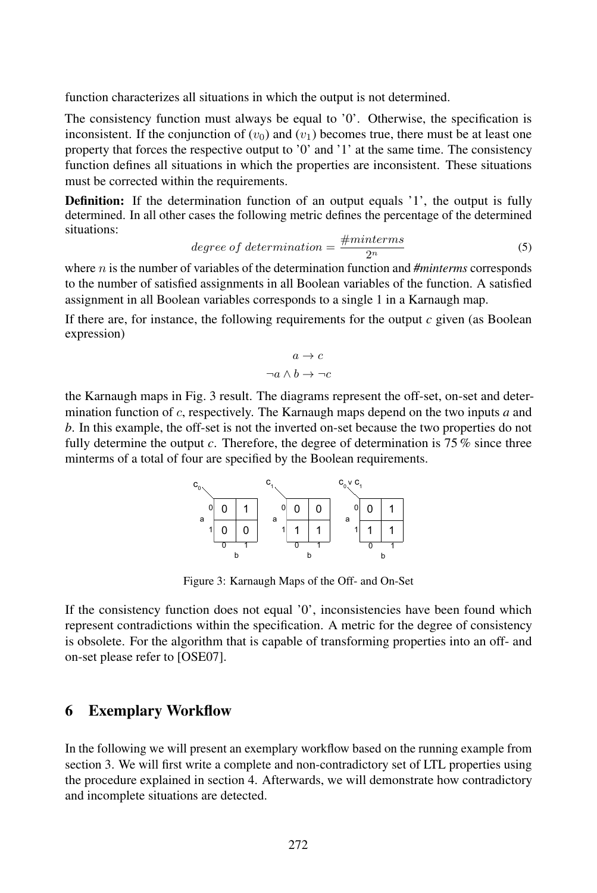function characterizes all situations in which the output is not determined.

The consistency function must always be equal to '0'. Otherwise, the specification is inconsistent. If the conjunction of $(v_0)$ and $(v_1)$ becomes true, there must be at least one property that forces the respective output to '0' and '1' at the same time. The consistency function defines all situations in which the properties are inconsistent. These situations must be corrected within the requirements.

**Definition:** If the determination function of an output equals '1', the output is fully determined. In all other cases the following metric defines the percentage of the determined situations:

$$degree\ of\ determination = \frac{\#minterms}{2^n} \tag{5}$$

where $n$ is the number of variables of the determination function and *#minterms* corresponds to the number of satisfied assignments in all Boolean variables of the function. A satisfied assignment in all Boolean variables corresponds to a single 1 in a Karnaugh map.

If there are, for instance, the following requirements for the output *c* given (as Boolean expression)

$$a \rightarrow c$$
$$\neg a \wedge b \rightarrow \neg c$$

the Karnaugh maps in Fig. 3 result. The diagrams represent the off-set, on-set and determination function of $c$, respectively. The Karnaugh maps depend on the two inputs *a* and *b*. In this example, the off-set is not the inverted on-set because the two properties do not fully determine the output $c$. Therefore, the degree of determination is 75 % since three minterms of a total of four are specified by the Boolean requirements.

$c_0$:

| a \ b | 0 | 1 |
|---|---|---|
| 0 | 0 | 1 |
| 1 | 0 | 0 |

$c_1$:

| a \ b | 0 | 1 |
|---|---|---|
| 0 | 0 | 0 |
| 1 | 1 | 1 |

$c_0 \vee c_1$:

| a \ b | 0 | 1 |
|---|---|---|
| 0 | 0 | 1 |
| 1 | 1 | 1 |

Figure 3: Karnaugh Maps of the Off- and On-Set

If the consistency function does not equal '0', inconsistencies have been found which represent contradictions within the specification. A metric for the degree of consistency is obsolete. For the algorithm that is capable of transforming properties into an off- and on-set please refer to [OSE07].

## 6 Exemplary Workflow

In the following we will present an exemplary workflow based on the running example from section 3. We will first write a complete and non-contradictory set of LTL properties using the procedure explained in section 4. Afterwards, we will demonstrate how contradictory and incomplete situations are detected.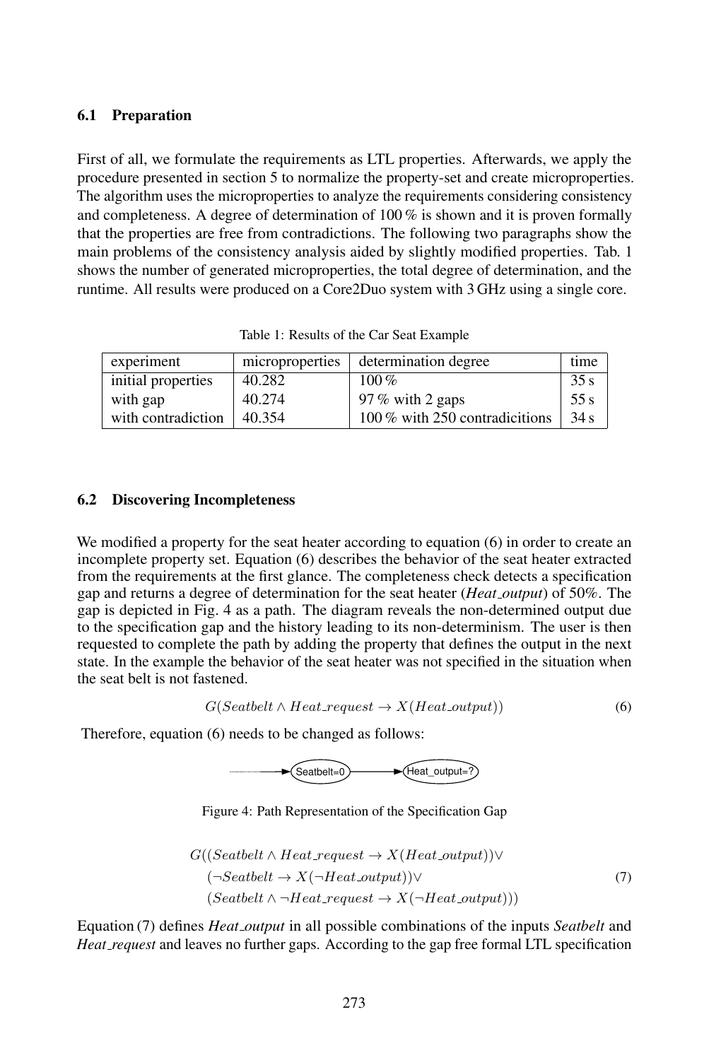### 6.1 Preparation

First of all, we formulate the requirements as LTL properties. Afterwards, we apply the procedure presented in section 5 to normalize the property-set and create microproperties. The algorithm uses the microproperties to analyze the requirements considering consistency and completeness. A degree of determination of 100 % is shown and it is proven formally that the properties are free from contradictions. The following two paragraphs show the main problems of the consistency analysis aided by slightly modified properties. Tab. 1 shows the number of generated microproperties, the total degree of determination, and the runtime. All results were produced on a Core2Duo system with 3 GHz using a single core.

Table 1: Results of the Car Seat Example

| experiment | microproperties | determination degree | time |
|---|---|---|---|
| initial properties | 40.282 | 100 % | 35 s |
| with gap | 40.274 | 97 % with 2 gaps | 55 s |
| with contradiction | 40.354 | 100 % with 250 contradicitions | 34 s |

### 6.2 Discovering Incompleteness

We modified a property for the seat heater according to equation (6) in order to create an incomplete property set. Equation (6) describes the behavior of the seat heater extracted from the requirements at the first glance. The completeness check detects a specification gap and returns a degree of determination for the seat heater (*Heat_output*) of 50%. The gap is depicted in Fig. 4 as a path. The diagram reveals the non-determined output due to the specification gap and the history leading to its non-determinism. The user is then requested to complete the path by adding the property that defines the output in the next state. In the example the behavior of the seat heater was not specified in the situation when the seat belt is not fastened.

$$G(Seatbelt \wedge Heat\_request \rightarrow X(Heat\_output)) \tag{6}$$

Therefore, equation (6) needs to be changed as follows:

Seatbelt=0 → Heat_output=?

Figure 4: Path Representation of the Specification Gap

$$\begin{aligned} G((&Seatbelt \wedge Heat\_request \rightarrow X(Heat\_output)) \vee \\ &(\neg Seatbelt \rightarrow X(\neg Heat\_output)) \vee \\ &(Seatbelt \wedge \neg Heat\_request \rightarrow X(\neg Heat\_output))) \end{aligned} \tag{7}$$

Equation (7) defines *Heat_output* in all possible combinations of the inputs *Seatbelt* and *Heat_request* and leaves no further gaps. According to the gap free formal LTL specification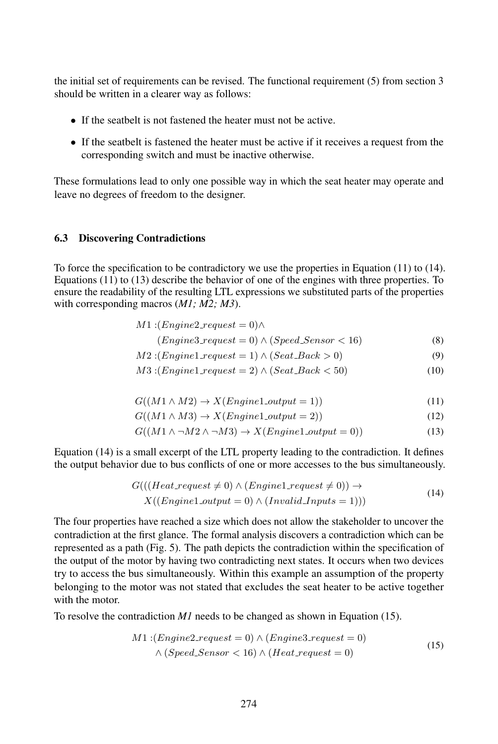the initial set of requirements can be revised. The functional requirement (5) from section 3 should be written in a clearer way as follows:

- If the seatbelt is not fastened the heater must not be active.
- If the seatbelt is fastened the heater must be active if it receives a request from the corresponding switch and must be inactive otherwise.

These formulations lead to only one possible way in which the seat heater may operate and leave no degrees of freedom to the designer.

### 6.3 Discovering Contradictions

To force the specification to be contradictory we use the properties in Equation (11) to (14). Equations (11) to (13) describe the behavior of one of the engines with three properties. To ensure the readability of the resulting LTL expressions we substituted parts of the properties with corresponding macros (*M1; M2; M3*).

$$
\begin{aligned}
M1 :& (Engine2\_request = 0) \wedge \\
& (Engine3\_request = 0) \wedge (Speed\_Sensor < 16) \quad (8)\\
M2 :& (Engine1\_request = 1) \wedge (Seat\_Back > 0) \quad (9)\\
M3 :& (Engine1\_request = 2) \wedge (Seat\_Back < 50) \quad (10)
\end{aligned}
$$

$$G((M1 \wedge M2) \rightarrow X(Engine1\_output = 1)) \quad (11)$$

$$G((M1 \wedge M3) \rightarrow X(Engine1\_output = 2)) \quad (12)$$

$$G((M1 \wedge \neg M2 \wedge \neg M3) \rightarrow X(Engine1\_output = 0)) \quad (13)$$

Equation (14) is a small excerpt of the LTL property leading to the contradiction. It defines the output behavior due to bus conflicts of one or more accesses to the bus simultaneously.

$$
\begin{aligned}
G(((&Heat\_request \neq 0) \wedge (Engine1\_request \neq 0)) \rightarrow \\
& X((Engine1\_output = 0) \wedge (Invalid\_Inputs = 1)))
\end{aligned} \quad (14)
$$

The four properties have reached a size which does not allow the stakeholder to uncover the contradiction at the first glance. The formal analysis discovers a contradiction which can be represented as a path (Fig. 5). The path depicts the contradiction within the specification of the output of the motor by having two contradicting next states. It occurs when two devices try to access the bus simultaneously. Within this example an assumption of the property belonging to the motor was not stated that excludes the seat heater to be active together with the motor.

To resolve the contradiction *M1* needs to be changed as shown in Equation (15).

$$
\begin{aligned}
M1 :& (Engine2\_request = 0) \wedge (Engine3\_request = 0) \\
& \wedge (Speed\_Sensor < 16) \wedge (Heat\_request = 0)
\end{aligned} \quad (15)
$$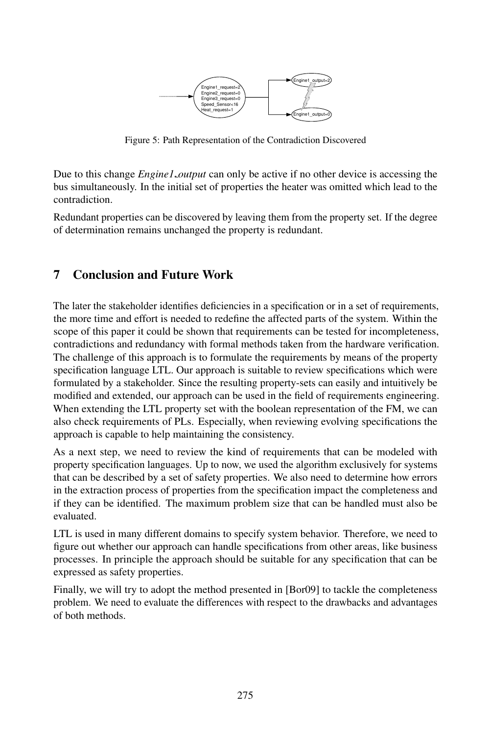Figure 5: Path Representation of the Contradiction Discovered

Due to this change *Engine1_output* can only be active if no other device is accessing the bus simultaneously. In the initial set of properties the heater was omitted which lead to the contradiction.

Redundant properties can be discovered by leaving them from the property set. If the degree of determination remains unchanged the property is redundant.

## 7 Conclusion and Future Work

The later the stakeholder identifies deficiencies in a specification or in a set of requirements, the more time and effort is needed to redefine the affected parts of the system. Within the scope of this paper it could be shown that requirements can be tested for incompleteness, contradictions and redundancy with formal methods taken from the hardware verification. The challenge of this approach is to formulate the requirements by means of the property specification language LTL. Our approach is suitable to review specifications which were formulated by a stakeholder. Since the resulting property-sets can easily and intuitively be modified and extended, our approach can be used in the field of requirements engineering. When extending the LTL property set with the boolean representation of the FM, we can also check requirements of PLs. Especially, when reviewing evolving specifications the approach is capable to help maintaining the consistency.

As a next step, we need to review the kind of requirements that can be modeled with property specification languages. Up to now, we used the algorithm exclusively for systems that can be described by a set of safety properties. We also need to determine how errors in the extraction process of properties from the specification impact the completeness and if they can be identified. The maximum problem size that can be handled must also be evaluated.

LTL is used in many different domains to specify system behavior. Therefore, we need to figure out whether our approach can handle specifications from other areas, like business processes. In principle the approach should be suitable for any specification that can be expressed as safety properties.

Finally, we will try to adopt the method presented in [Bor09] to tackle the completeness problem. We need to evaluate the differences with respect to the drawbacks and advantages of both methods.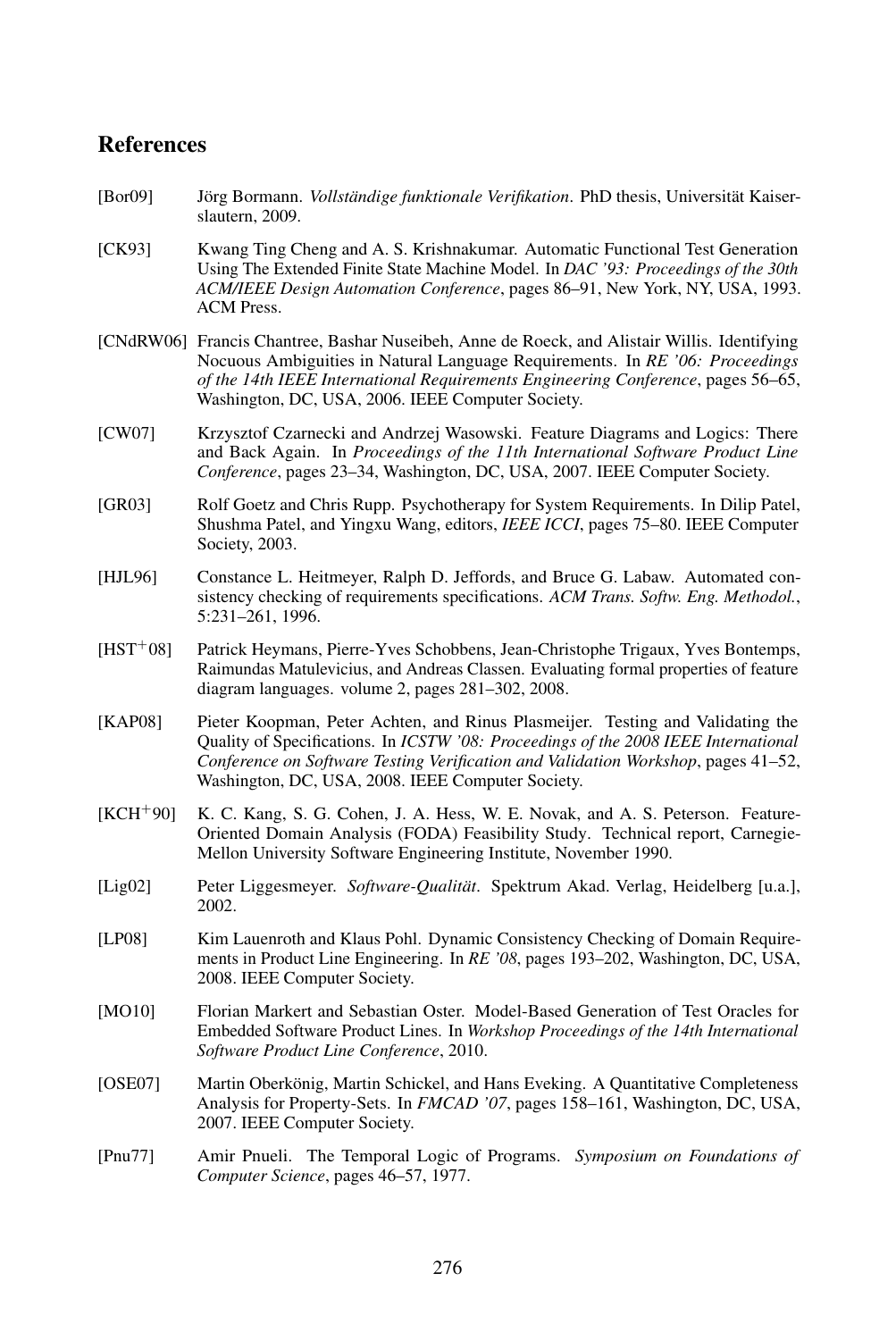## References

[Bor09] Jörg Bormann. *Vollständige funktionale Verifikation*. PhD thesis, Universität Kaiserslautern, 2009.

[CK93] Kwang Ting Cheng and A. S. Krishnakumar. Automatic Functional Test Generation Using The Extended Finite State Machine Model. In *DAC '93: Proceedings of the 30th ACM/IEEE Design Automation Conference*, pages 86–91, New York, NY, USA, 1993. ACM Press.

[CNdRW06] Francis Chantree, Bashar Nuseibeh, Anne de Roeck, and Alistair Willis. Identifying Nocuous Ambiguities in Natural Language Requirements. In *RE '06: Proceedings of the 14th IEEE International Requirements Engineering Conference*, pages 56–65, Washington, DC, USA, 2006. IEEE Computer Society.

[CW07] Krzysztof Czarnecki and Andrzej Wasowski. Feature Diagrams and Logics: There and Back Again. In *Proceedings of the 11th International Software Product Line Conference*, pages 23–34, Washington, DC, USA, 2007. IEEE Computer Society.

[GR03] Rolf Goetz and Chris Rupp. Psychotherapy for System Requirements. In Dilip Patel, Shushma Patel, and Yingxu Wang, editors, *IEEE ICCI*, pages 75–80. IEEE Computer Society, 2003.

[HJL96] Constance L. Heitmeyer, Ralph D. Jeffords, and Bruce G. Labaw. Automated consistency checking of requirements specifications. *ACM Trans. Softw. Eng. Methodol.*, 5:231–261, 1996.

[HST+08] Patrick Heymans, Pierre-Yves Schobbens, Jean-Christophe Trigaux, Yves Bontemps, Raimundas Matulevicius, and Andreas Classen. Evaluating formal properties of feature diagram languages. volume 2, pages 281–302, 2008.

[KAP08] Pieter Koopman, Peter Achten, and Rinus Plasmeijer. Testing and Validating the Quality of Specifications. In *ICSTW '08: Proceedings of the 2008 IEEE International Conference on Software Testing Verification and Validation Workshop*, pages 41–52, Washington, DC, USA, 2008. IEEE Computer Society.

[KCH+90] K. C. Kang, S. G. Cohen, J. A. Hess, W. E. Novak, and A. S. Peterson. Feature-Oriented Domain Analysis (FODA) Feasibility Study. Technical report, Carnegie-Mellon University Software Engineering Institute, November 1990.

[Lig02] Peter Liggesmeyer. *Software-Qualität*. Spektrum Akad. Verlag, Heidelberg [u.a.], 2002.

[LP08] Kim Lauenroth and Klaus Pohl. Dynamic Consistency Checking of Domain Requirements in Product Line Engineering. In *RE '08*, pages 193–202, Washington, DC, USA, 2008. IEEE Computer Society.

[MO10] Florian Markert and Sebastian Oster. Model-Based Generation of Test Oracles for Embedded Software Product Lines. In *Workshop Proceedings of the 14th International Software Product Line Conference*, 2010.

[OSE07] Martin Oberkönig, Martin Schickel, and Hans Eveking. A Quantitative Completeness Analysis for Property-Sets. In *FMCAD '07*, pages 158–161, Washington, DC, USA, 2007. IEEE Computer Society.

[Pnu77] Amir Pnueli. The Temporal Logic of Programs. *Symposium on Foundations of Computer Science*, pages 46–57, 1977.